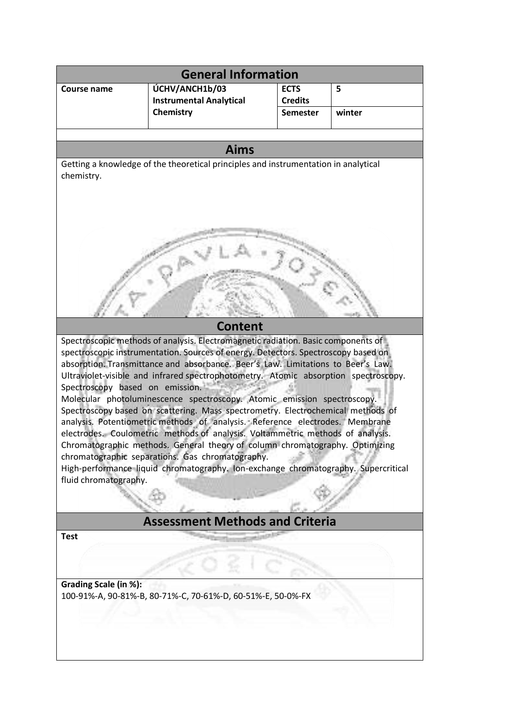## General Information

| Course name | ÚCHV/ANCH1b/03 Instrumental Analytical Chemistry | ECTS Credits | 5 |
|---|---|---|---|
| | | Semester | winter |

## Aims

Getting a knowledge of the theoretical principles and instrumentation in analytical chemistry.

## Content

Spectroscopic methods of analysis. Electromagnetic radiation. Basic components of spectroscopic instrumentation. Sources of energy. Detectors. Spectroscopy based on absorption. Transmittance and absorbance. Beer's Law. Limitations to Beer's Law. Ultraviolet-visible and infrared spectrophotometry. Atomic absorption spectroscopy. Spectroscopy based on emission.
Molecular photoluminescence spectroscopy. Atomic emission spectroscopy. Spectroscopy based on scattering. Mass spectrometry. Electrochemical methods of analysis. Potentiometric methods of analysis. Reference electrodes. Membrane electrodes. Coulometric methods of analysis. Voltammetric methods of analysis. Chromatographic methods. General theory of column chromatography. Optimizing chromatographic separations. Gas chromatography.
High-performance liquid chromatography. Ion-exchange chromatography. Supercritical fluid chromatography.

## Assessment Methods and Criteria

**Test**

**Grading Scale (in %):**
100-91%-A, 90-81%-B, 80-71%-C, 70-61%-D, 60-51%-E, 50-0%-FX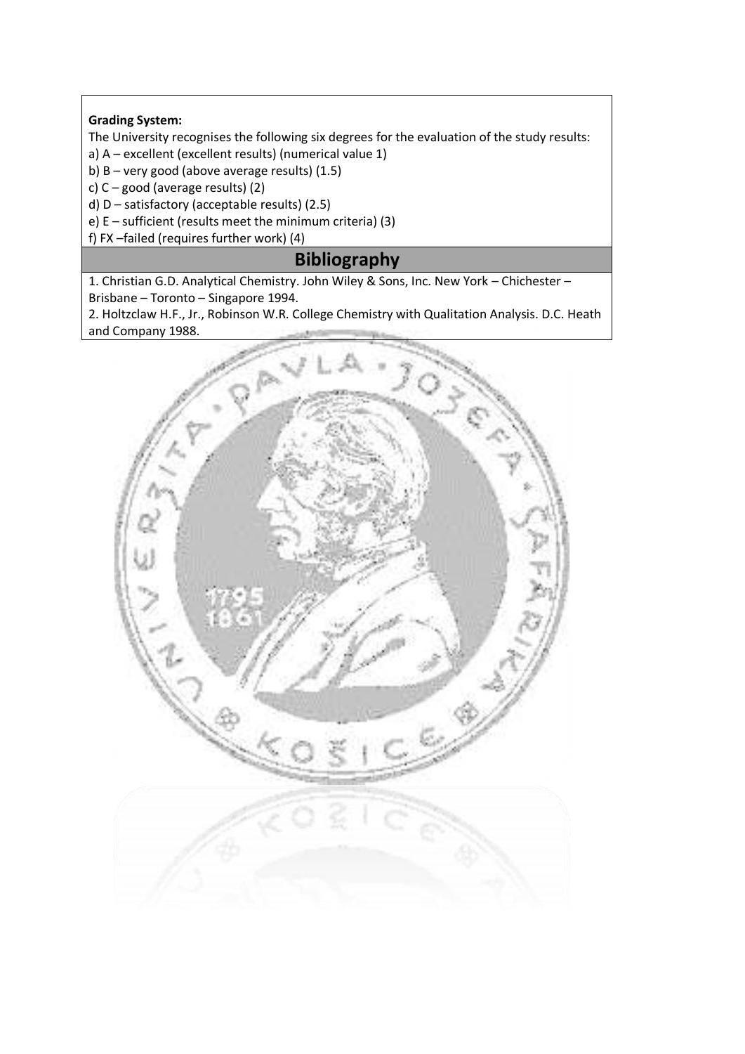**Grading System:**

The University recognises the following six degrees for the evaluation of the study results:

a) A – excellent (excellent results) (numerical value 1)

b) B – very good (above average results) (1.5)

c) C – good (average results) (2)

d) D – satisfactory (acceptable results) (2.5)

e) E – sufficient (results meet the minimum criteria) (3)

f) FX –failed (requires further work) (4)

## Bibliography

1. Christian G.D. Analytical Chemistry. John Wiley & Sons, Inc. New York – Chichester – Brisbane – Toronto – Singapore 1994.
2. Holtzclaw H.F., Jr., Robinson W.R. College Chemistry with Qualitation Analysis. D.C. Heath and Company 1988.